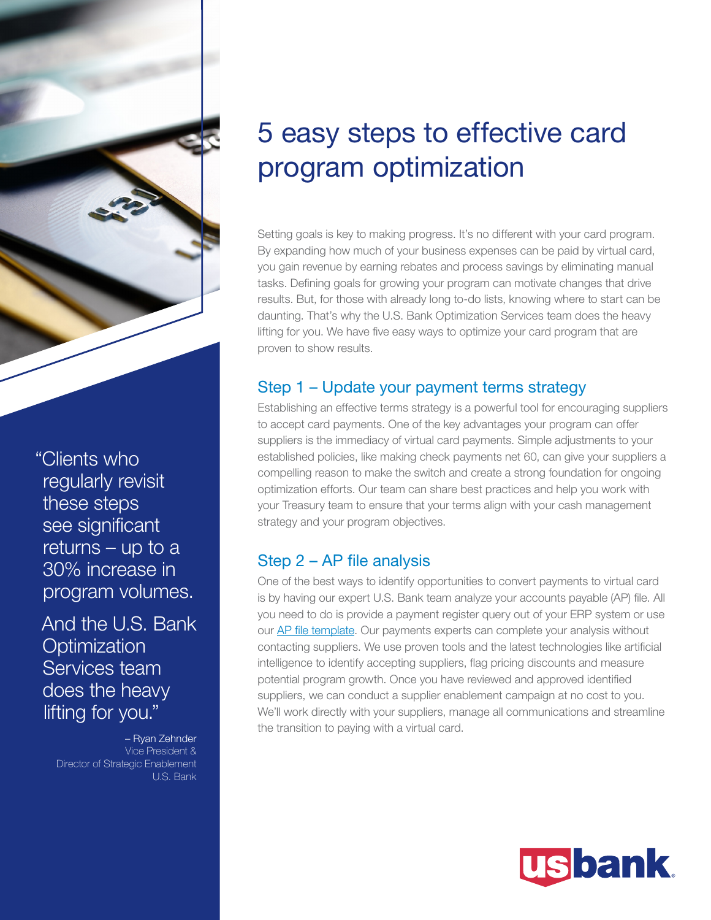# 5 easy steps to effective card program optimization

Setting goals is key to making progress. It's no different with your card program. By expanding how much of your business expenses can be paid by virtual card, you gain revenue by earning rebates and process savings by eliminating manual tasks. Defining goals for growing your program can motivate changes that drive results. But, for those with already long to-do lists, knowing where to start can be daunting. That's why the U.S. Bank Optimization Services team does the heavy lifting for you. We have five easy ways to optimize your card program that are proven to show results.

## Step 1 – Update your payment terms strategy

Establishing an effective terms strategy is a powerful tool for encouraging suppliers to accept card payments. One of the key advantages your program can offer suppliers is the immediacy of virtual card payments. Simple adjustments to your established policies, like making check payments net 60, can give your suppliers a compelling reason to make the switch and create a strong foundation for ongoing optimization efforts. Our team can share best practices and help you work with your Treasury team to ensure that your terms align with your cash management strategy and your program objectives.

## Step 2 – AP file analysis

One of the best ways to identify opportunities to convert payments to virtual card is by having our expert U.S. Bank team analyze your accounts payable (AP) file. All you need to do is provide a payment register query out of your ERP system or use our AP file template. Our payments experts can complete your analysis without contacting suppliers. We use proven tools and the latest technologies like artificial intelligence to identify accepting suppliers, flag pricing discounts and measure potential program growth. Once you have reviewed and approved identified suppliers, we can conduct a supplier enablement campaign at no cost to you. We'll work directly with your suppliers, manage all communications and streamline the transition to paying with a virtual card.

> "Clients who regularly revisit these steps see significant returns – up to a 30% increase in program volumes.
>
> And the U.S. Bank Optimization Services team does the heavy lifting for you."
>
> – Ryan Zehnder
> Vice President &
> Director of Strategic Enablement
> U.S. Bank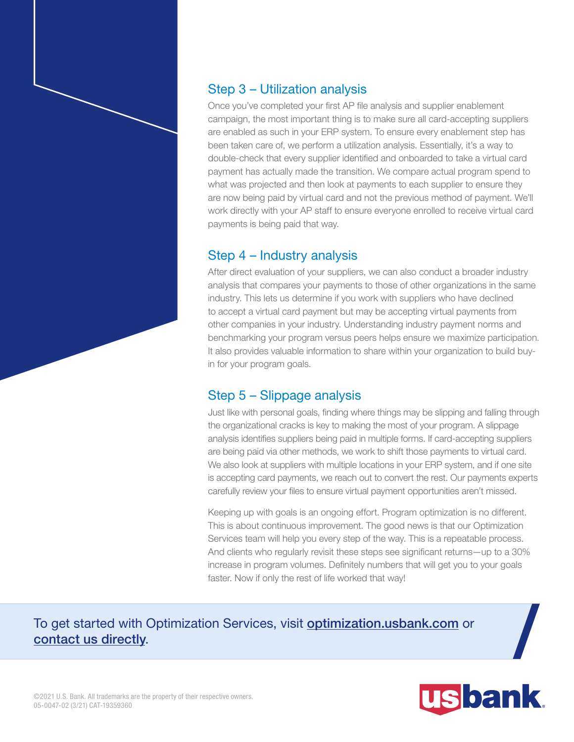## Step 3 – Utilization analysis

Once you've completed your first AP file analysis and supplier enablement campaign, the most important thing is to make sure all card-accepting suppliers are enabled as such in your ERP system. To ensure every enablement step has been taken care of, we perform a utilization analysis. Essentially, it's a way to double-check that every supplier identified and onboarded to take a virtual card payment has actually made the transition. We compare actual program spend to what was projected and then look at payments to each supplier to ensure they are now being paid by virtual card and not the previous method of payment. We'll work directly with your AP staff to ensure everyone enrolled to receive virtual card payments is being paid that way.

## Step 4 – Industry analysis

After direct evaluation of your suppliers, we can also conduct a broader industry analysis that compares your payments to those of other organizations in the same industry. This lets us determine if you work with suppliers who have declined to accept a virtual card payment but may be accepting virtual payments from other companies in your industry. Understanding industry payment norms and benchmarking your program versus peers helps ensure we maximize participation. It also provides valuable information to share within your organization to build buy-in for your program goals.

## Step 5 – Slippage analysis

Just like with personal goals, finding where things may be slipping and falling through the organizational cracks is key to making the most of your program. A slippage analysis identifies suppliers being paid in multiple forms. If card-accepting suppliers are being paid via other methods, we work to shift those payments to virtual card. We also look at suppliers with multiple locations in your ERP system, and if one site is accepting card payments, we reach out to convert the rest. Our payments experts carefully review your files to ensure virtual payment opportunities aren't missed.

Keeping up with goals is an ongoing effort. Program optimization is no different. This is about continuous improvement. The good news is that our Optimization Services team will help you every step of the way. This is a repeatable process. And clients who regularly revisit these steps see significant returns—up to a 30% increase in program volumes. Definitely numbers that will get you to your goals faster. Now if only the rest of life worked that way!

To get started with Optimization Services, visit optimization.usbank.com or contact us directly.

©2021 U.S. Bank. All trademarks are the property of their respective owners.
05-0047-02 (3/21) CAT-19359360